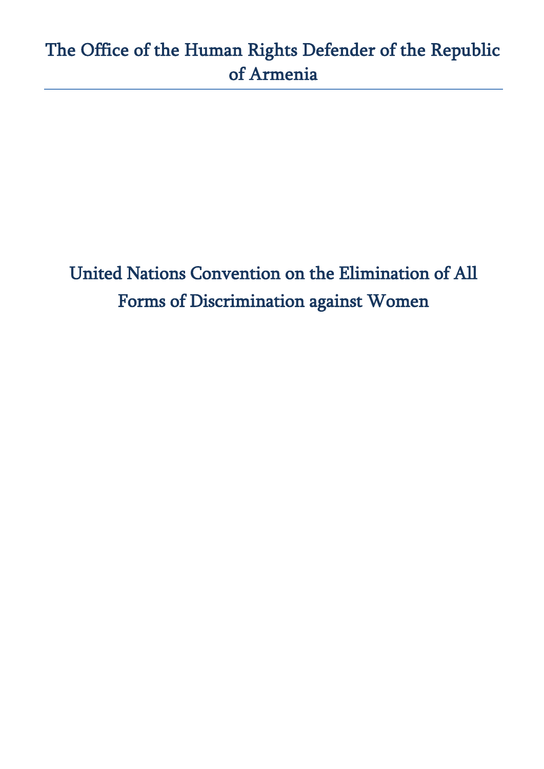# The Office of the Human Rights Defender of the Republic of Armenia

## United Nations Convention on the Elimination of All Forms of Discrimination against Women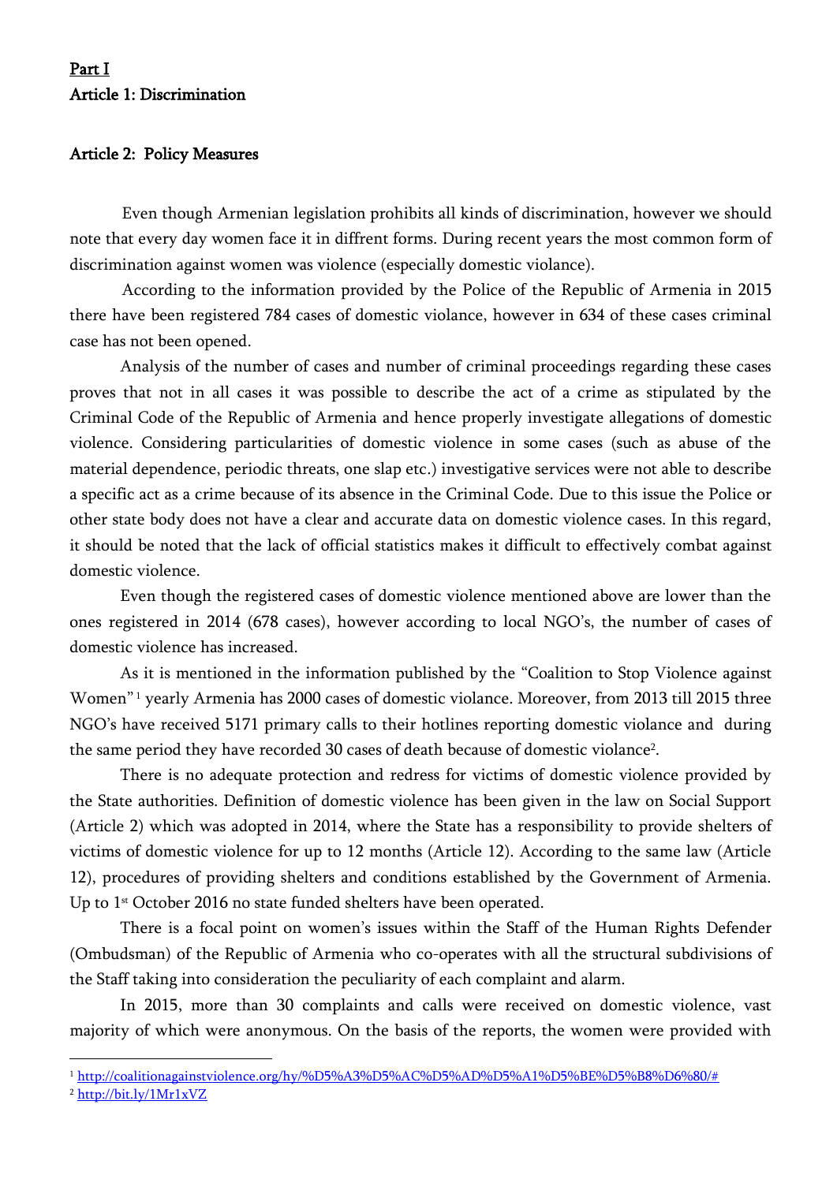**<u>Part I</u>**

**Article 1: Discrimination**

**Article 2: Policy Measures**

Even though Armenian legislation prohibits all kinds of discrimination, however we should note that every day women face it in diffrent forms. During recent years the most common form of discrimination against women was violence (especially domestic violance).

According to the information provided by the Police of the Republic of Armenia in 2015 there have been registered 784 cases of domestic violance, however in 634 of these cases criminal case has not been opened.

Analysis of the number of cases and number of criminal proceedings regarding these cases proves that not in all cases it was possible to describe the act of a crime as stipulated by the Criminal Code of the Republic of Armenia and hence properly investigate allegations of domestic violence. Considering particularities of domestic violence in some cases (such as abuse of the material dependence, periodic threats, one slap etc.) investigative services were not able to describe a specific act as a crime because of its absence in the Criminal Code. Due to this issue the Police or other state body does not have a clear and accurate data on domestic violence cases. In this regard, it should be noted that the lack of official statistics makes it difficult to effectively combat against domestic violence.

Even though the registered cases of domestic violence mentioned above are lower than the ones registered in 2014 (678 cases), however according to local NGO's, the number of cases of domestic violence has increased.

As it is mentioned in the information published by the "Coalition to Stop Violence against Women"[1] yearly Armenia has 2000 cases of domestic violance. Moreover, from 2013 till 2015 three NGO's have received 5171 primary calls to their hotlines reporting domestic violance and during the same period they have recorded 30 cases of death because of domestic violance[2].

There is no adequate protection and redress for victims of domestic violence provided by the State authorities. Definition of domestic violence has been given in the law on Social Support (Article 2) which was adopted in 2014, where the State has a responsibility to provide shelters of victims of domestic violence for up to 12 months (Article 12). According to the same law (Article 12), procedures of providing shelters and conditions established by the Government of Armenia. Up to 1st October 2016 no state funded shelters have been operated.

There is a focal point on women's issues within the Staff of the Human Rights Defender (Ombudsman) of the Republic of Armenia who co-operates with all the structural subdivisions of the Staff taking into consideration the peculiarity of each complaint and alarm.

In 2015, more than 30 complaints and calls were received on domestic violence, vast majority of which were anonymous. On the basis of the reports, the women were provided with

---

[1] http://coalitionagainstviolence.org/hy/%D5%A3%D5%AC%D5%AD%D5%A1%D5%BE%D5%B8%D6%80/#

[2] http://bit.ly/1Mr1xVZ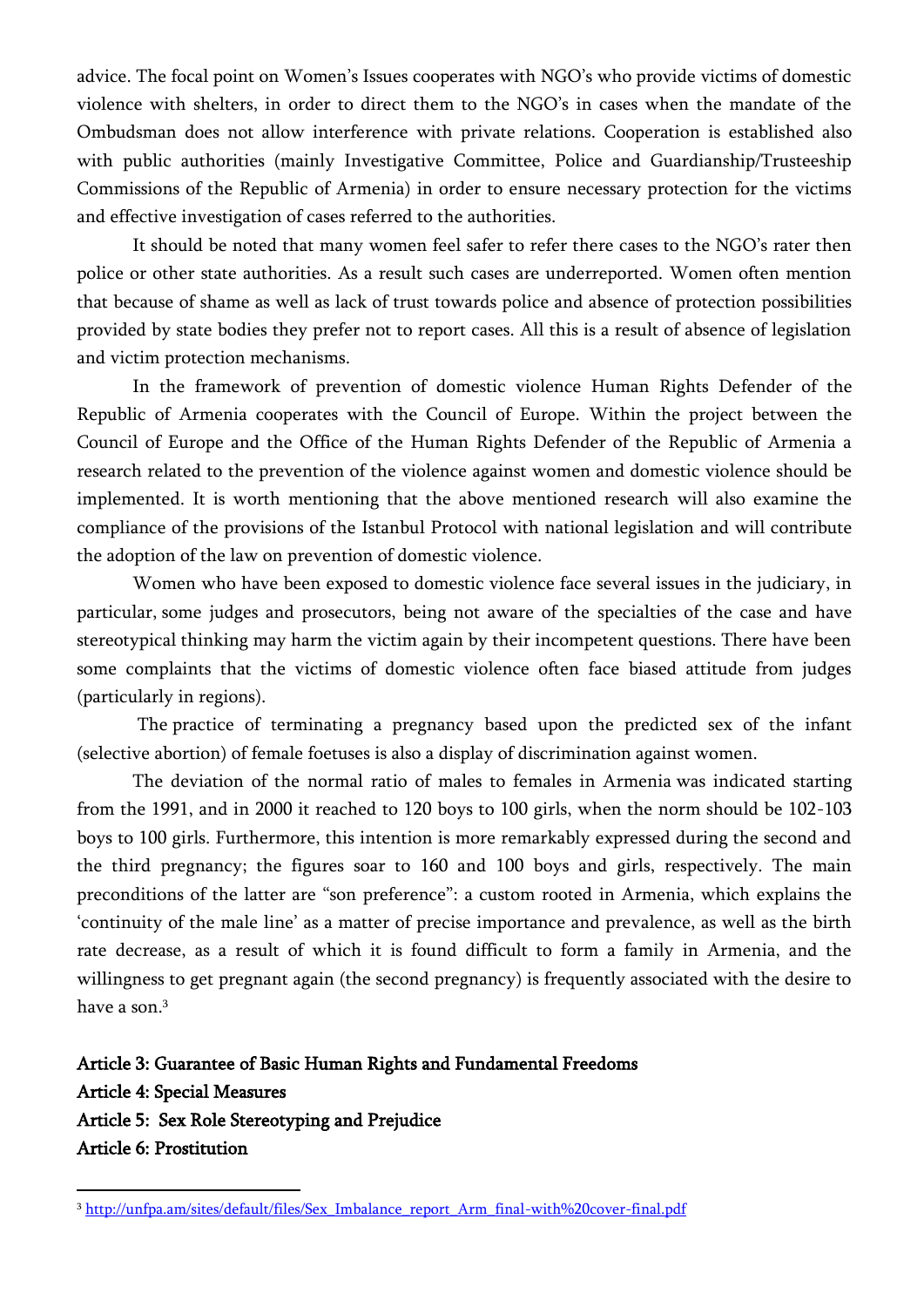advice. The focal point on Women's Issues cooperates with NGO's who provide victims of domestic violence with shelters, in order to direct them to the NGO's in cases when the mandate of the Ombudsman does not allow interference with private relations. Cooperation is established also with public authorities (mainly Investigative Committee, Police and Guardianship/Trusteeship Commissions of the Republic of Armenia) in order to ensure necessary protection for the victims and effective investigation of cases referred to the authorities.

It should be noted that many women feel safer to refer there cases to the NGO's rater then police or other state authorities. As a result such cases are underreported. Women often mention that because of shame as well as lack of trust towards police and absence of protection possibilities provided by state bodies they prefer not to report cases. All this is a result of absence of legislation and victim protection mechanisms.

In the framework of prevention of domestic violence Human Rights Defender of the Republic of Armenia cooperates with the Council of Europe. Within the project between the Council of Europe and the Office of the Human Rights Defender of the Republic of Armenia a research related to the prevention of the violence against women and domestic violence should be implemented. It is worth mentioning that the above mentioned research will also examine the compliance of the provisions of the Istanbul Protocol with national legislation and will contribute the adoption of the law on prevention of domestic violence.

Women who have been exposed to domestic violence face several issues in the judiciary, in particular, some judges and prosecutors, being not aware of the specialties of the case and have stereotypical thinking may harm the victim again by their incompetent questions. There have been some complaints that the victims of domestic violence often face biased attitude from judges (particularly in regions).

The practice of terminating a pregnancy based upon the predicted sex of the infant (selective abortion) of female foetuses is also a display of discrimination against women.

The deviation of the normal ratio of males to females in Armenia was indicated starting from the 1991, and in 2000 it reached to 120 boys to 100 girls, when the norm should be 102-103 boys to 100 girls. Furthermore, this intention is more remarkably expressed during the second and the third pregnancy; the figures soar to 160 and 100 boys and girls, respectively. The main preconditions of the latter are "son preference": a custom rooted in Armenia, which explains the 'continuity of the male line' as a matter of precise importance and prevalence, as well as the birth rate decrease, as a result of which it is found difficult to form a family in Armenia, and the willingness to get pregnant again (the second pregnancy) is frequently associated with the desire to have a son.[3]

**Article 3: Guarantee of Basic Human Rights and Fundamental Freedoms**

**Article 4: Special Measures**

**Article 5: Sex Role Stereotyping and Prejudice**

**Article 6: Prostitution**

[3] http://unfpa.am/sites/default/files/Sex_Imbalance_report_Arm_final-with%20cover-final.pdf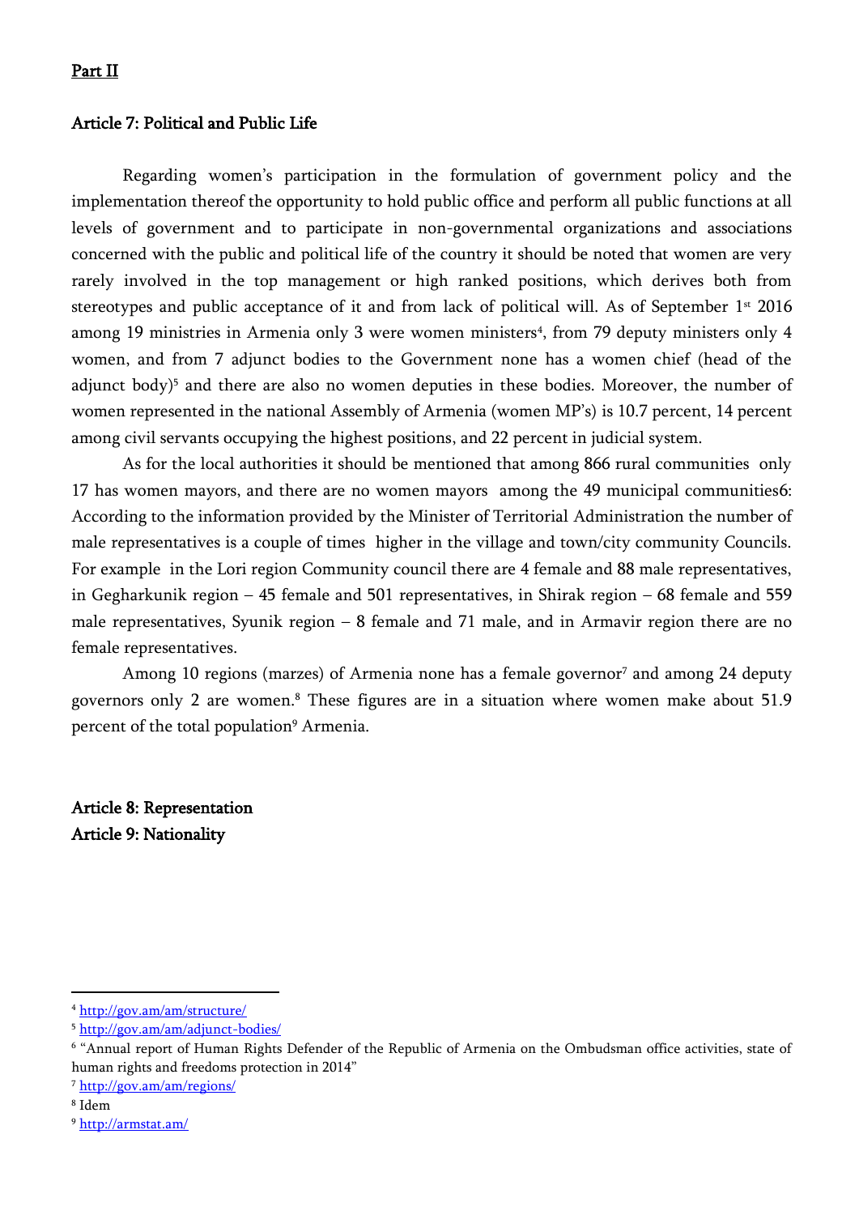**Part II**

**Article 7: Political and Public Life**

Regarding women's participation in the formulation of government policy and the implementation thereof the opportunity to hold public office and perform all public functions at all levels of government and to participate in non-governmental organizations and associations concerned with the public and political life of the country it should be noted that women are very rarely involved in the top management or high ranked positions, which derives both from stereotypes and public acceptance of it and from lack of political will. As of September 1st 2016 among 19 ministries in Armenia only 3 were women ministers[4], from 79 deputy ministers only 4 women, and from 7 adjunct bodies to the Government none has a women chief (head of the adjunct body)[5] and there are also no women deputies in these bodies. Moreover, the number of women represented in the national Assembly of Armenia (women MP's) is 10.7 percent, 14 percent among civil servants occupying the highest positions, and 22 percent in judicial system.

As for the local authorities it should be mentioned that among 866 rural communities only 17 has women mayors, and there are no women mayors among the 49 municipal communities6: According to the information provided by the Minister of Territorial Administration the number of male representatives is a couple of times higher in the village and town/city community Councils. For example in the Lori region Community council there are 4 female and 88 male representatives, in Gegharkunik region – 45 female and 501 representatives, in Shirak region – 68 female and 559 male representatives, Syunik region – 8 female and 71 male, and in Armavir region there are no female representatives.

Among 10 regions (marzes) of Armenia none has a female governor[7] and among 24 deputy governors only 2 are women.[8] These figures are in a situation where women make about 51.9 percent of the total population[9] Armenia.

**Article 8: Representation**
**Article 9: Nationality**

---

[4] http://gov.am/am/structure/

[5] http://gov.am/am/adjunct-bodies/

[6] "Annual report of Human Rights Defender of the Republic of Armenia on the Ombudsman office activities, state of human rights and freedoms protection in 2014"

[7] http://gov.am/am/regions/

[8] Idem

[9] http://armstat.am/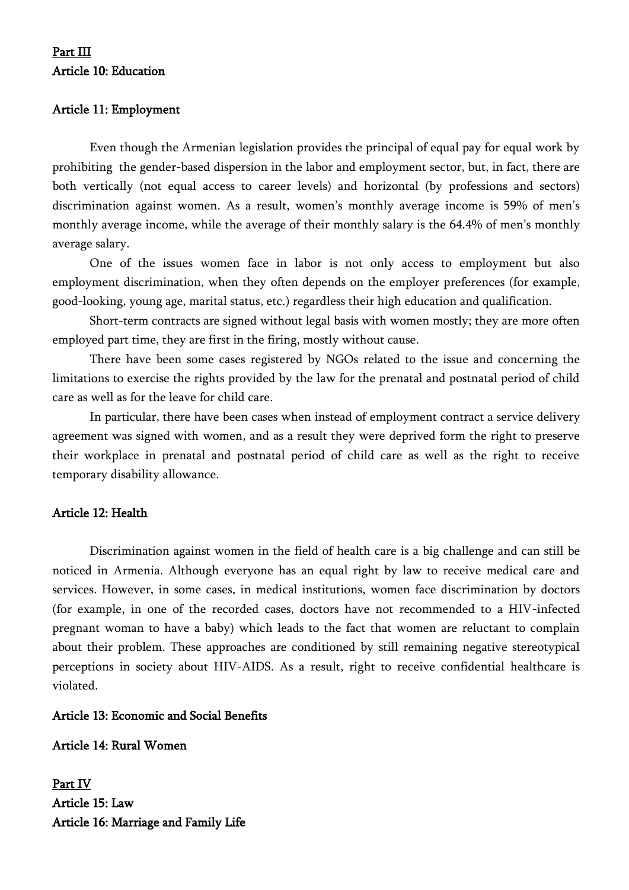## Part III

### Article 10: Education

### Article 11: Employment

Even though the Armenian legislation provides the principal of equal pay for equal work by prohibiting  the gender-based dispersion in the labor and employment sector, but, in fact, there are both vertically (not equal access to career levels) and horizontal (by professions and sectors) discrimination against women. As a result, women's monthly average income is 59% of men's monthly average income, while the average of their monthly salary is the 64.4% of men's monthly average salary.

One of the issues women face in labor is not only access to employment but also employment discrimination, when they often depends on the employer preferences (for example, good-looking, young age, marital status, etc.) regardless their high education and qualification.

Short-term contracts are signed without legal basis with women mostly; they are more often employed part time, they are first in the firing, mostly without cause.

There have been some cases registered by NGOs related to the issue and concerning the limitations to exercise the rights provided by the law for the prenatal and postnatal period of child care as well as for the leave for child care.

In particular, there have been cases when instead of employment contract a service delivery agreement was signed with women, and as a result they were deprived form the right to preserve their workplace in prenatal and postnatal period of child care as well as the right to receive temporary disability allowance.

### Article 12: Health

Discrimination against women in the field of health care is a big challenge and can still be noticed in Armenia. Although everyone has an equal right by law to receive medical care and services. However, in some cases, in medical institutions, women face discrimination by doctors (for example, in one of the recorded cases, doctors have not recommended to a HIV-infected pregnant woman to have a baby) which leads to the fact that women are reluctant to complain about their problem. These approaches are conditioned by still remaining negative stereotypical perceptions in society about HIV-AIDS. As a result, right to receive confidential healthcare is violated.

### Article 13: Economic and Social Benefits

### Article 14: Rural Women

## Part IV

### Article 15: Law

### Article 16: Marriage and Family Life